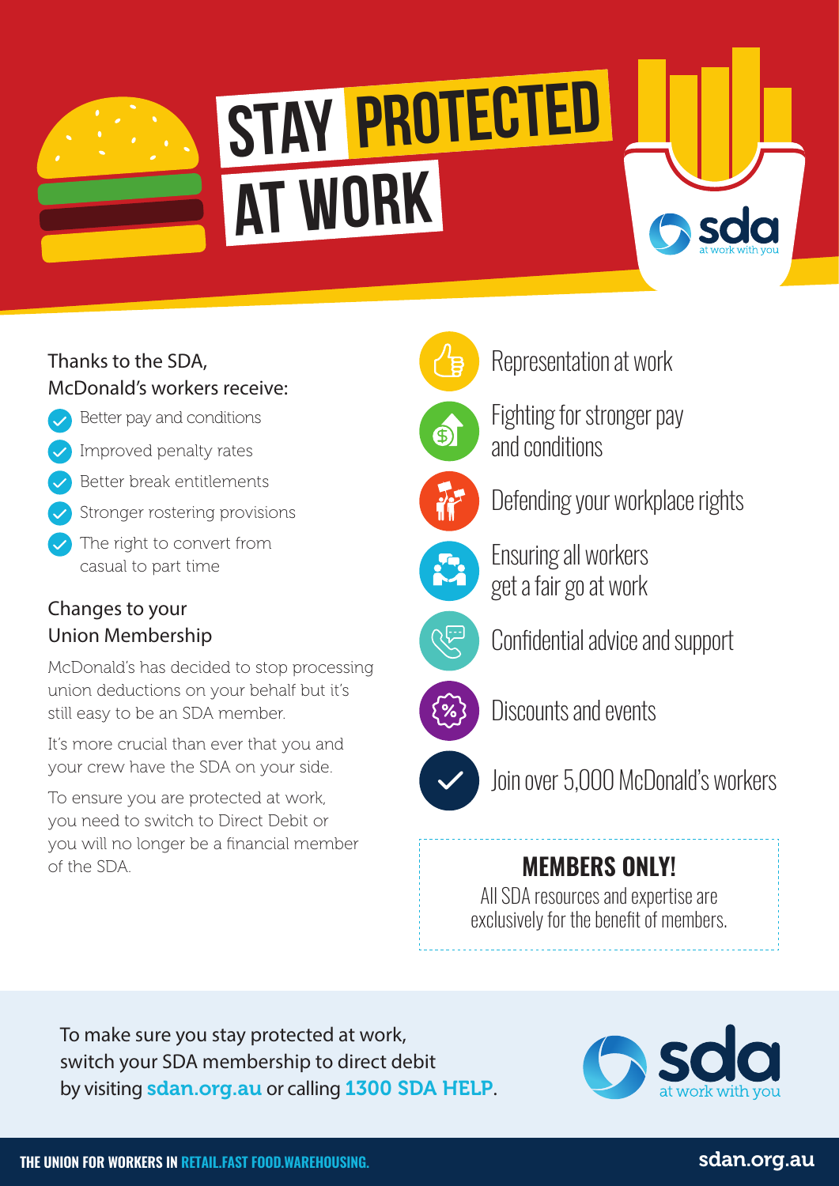# STAY PROTECTED AT WORK

sda at work with you

Thanks to the SDA, McDonald's workers receive:

- Better pay and conditions
- Improved penalty rates
- Better break entitlements
- Stronger rostering provisions
- The right to convert from casual to part time

## Changes to your Union Membership

McDonald's has decided to stop processing union deductions on your behalf but it's still easy to be an SDA member.

It's more crucial than ever that you and your crew have the SDA on your side.

To ensure you are protected at work, you need to switch to Direct Debit or you will no longer be a financial member of the SDA.

- Representation at work
- Fighting for stronger pay and conditions
- Defending your workplace rights
- Ensuring all workers get a fair go at work
- Confidential advice and support
- Discounts and events
- Join over 5,000 McDonald's workers

**MEMBERS ONLY!**

All SDA resources and expertise are exclusively for the benefit of members.

To make sure you stay protected at work, switch your SDA membership to direct debit by visiting **sdan.org.au** or calling **1300 SDA HELP**.

sda at work with you

**THE UNION FOR WORKERS IN RETAIL.FAST FOOD.WAREHOUSING.**

sdan.org.au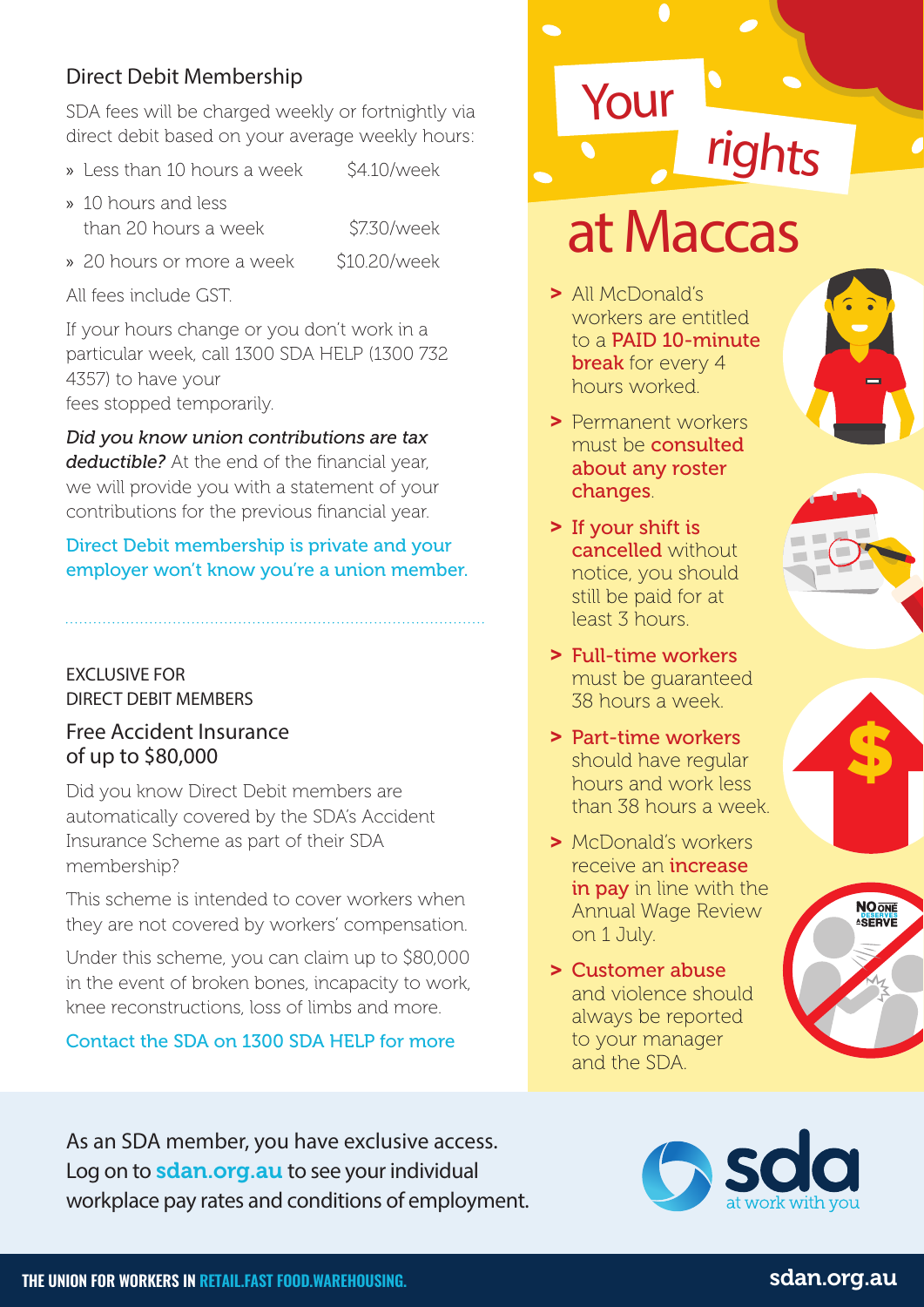## Direct Debit Membership

SDA fees will be charged weekly or fortnightly via direct debit based on your average weekly hours:

- Less than 10 hours a week — $4.10/week
- 10 hours and less than 20 hours a week — $7.30/week
- 20 hours or more a week — $10.20/week

All fees include GST.

If your hours change or you don't work in a particular week, call 1300 SDA HELP (1300 732 4357) to have your fees stopped temporarily.

***Did you know union contributions are tax deductible?*** At the end of the financial year, we will provide you with a statement of your contributions for the previous financial year.

Direct Debit membership is private and your employer won't know you're a union member.

EXCLUSIVE FOR DIRECT DEBIT MEMBERS

### Free Accident Insurance of up to $80,000

Did you know Direct Debit members are automatically covered by the SDA's Accident Insurance Scheme as part of their SDA membership?

This scheme is intended to cover workers when they are not covered by workers' compensation.

Under this scheme, you can claim up to $80,000 in the event of broken bones, incapacity to work, knee reconstructions, loss of limbs and more.

Contact the SDA on 1300 SDA HELP for more

# Your rights at Maccas

- All McDonald's workers are entitled to a **PAID 10-minute break** for every 4 hours worked.
- Permanent workers must be **consulted about any roster changes**.
- **If your shift is cancelled** without notice, you should still be paid for at least 3 hours.
- **Full-time workers** must be guaranteed 38 hours a week.
- **Part-time workers** should have regular hours and work less than 38 hours a week.
- McDonald's workers receive an **increase in pay** in line with the Annual Wage Review on 1 July.
- **Customer abuse** and violence should always be reported to your manager and the SDA.

NO ONE DESERVES A SERVE

As an SDA member, you have exclusive access. Log on to **sdan.org.au** to see your individual workplace pay rates and conditions of employment.

sda at work with you

THE UNION FOR WORKERS IN RETAIL.FAST FOOD.WAREHOUSING.

sdan.org.au